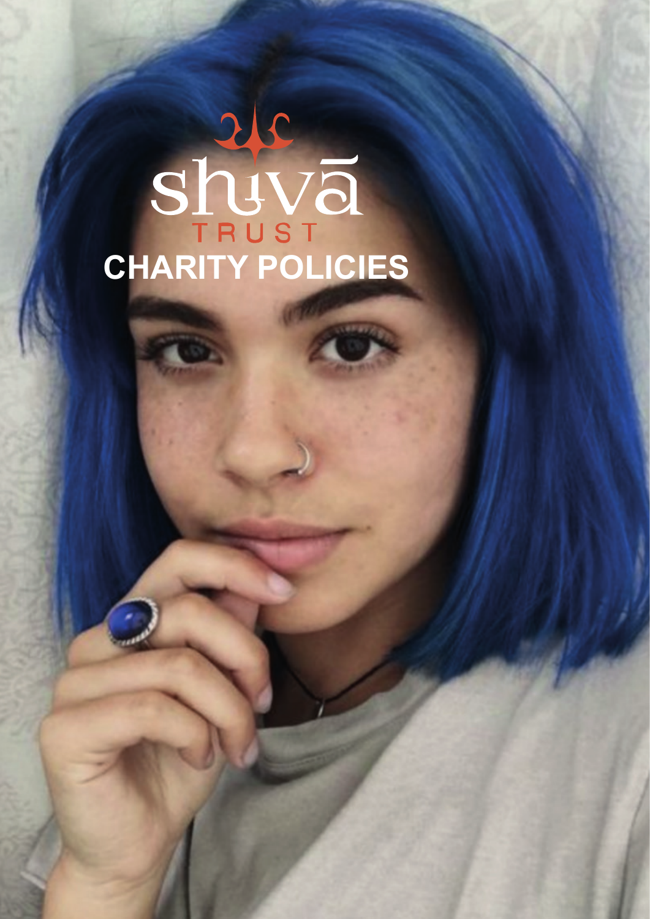# shivā TRUST

# CHARITY POLICIES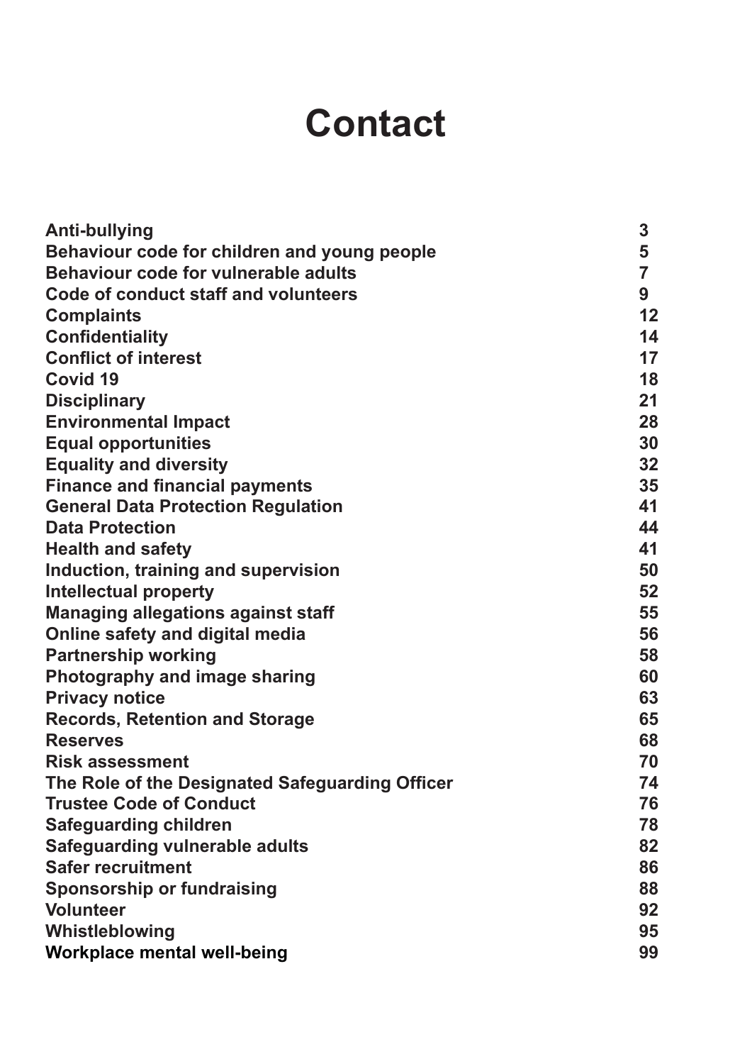# Contact

| | |
|---|---|
| **Anti-bullying** | **3** |
| **Behaviour code for children and young people** | **5** |
| **Behaviour code for vulnerable adults** | **7** |
| **Code of conduct staff and volunteers** | **9** |
| **Complaints** | **12** |
| **Confidentiality** | **14** |
| **Conflict of interest** | **17** |
| **Covid 19** | **18** |
| **Disciplinary** | **21** |
| **Environmental Impact** | **28** |
| **Equal opportunities** | **30** |
| **Equality and diversity** | **32** |
| **Finance and financial payments** | **35** |
| **General Data Protection Regulation** | **41** |
| **Data Protection** | **44** |
| **Health and safety** | **41** |
| **Induction, training and supervision** | **50** |
| **Intellectual property** | **52** |
| **Managing allegations against staff** | **55** |
| **Online safety and digital media** | **56** |
| **Partnership working** | **58** |
| **Photography and image sharing** | **60** |
| **Privacy notice** | **63** |
| **Records, Retention and Storage** | **65** |
| **Reserves** | **68** |
| **Risk assessment** | **70** |
| **The Role of the Designated Safeguarding Officer** | **74** |
| **Trustee Code of Conduct** | **76** |
| **Safeguarding children** | **78** |
| **Safeguarding vulnerable adults** | **82** |
| **Safer recruitment** | **86** |
| **Sponsorship or fundraising** | **88** |
| **Volunteer** | **92** |
| **Whistleblowing** | **95** |
| **Workplace mental well-being** | **99** |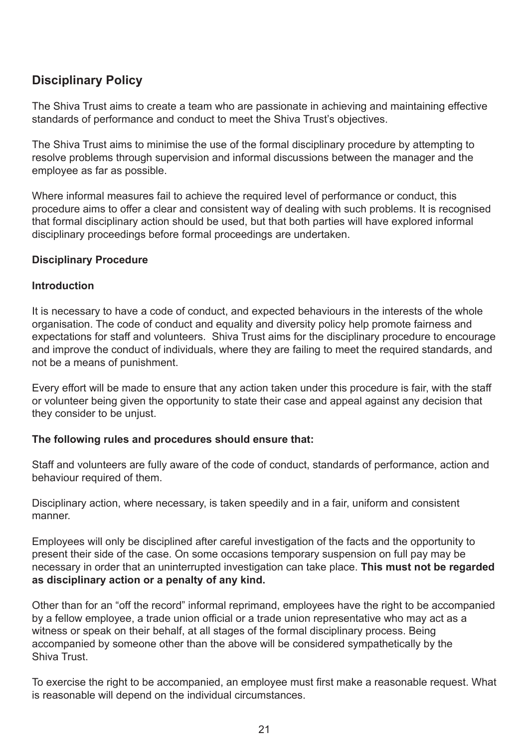## Disciplinary Policy

The Shiva Trust aims to create a team who are passionate in achieving and maintaining effective standards of performance and conduct to meet the Shiva Trust's objectives.

The Shiva Trust aims to minimise the use of the formal disciplinary procedure by attempting to resolve problems through supervision and informal discussions between the manager and the employee as far as possible.

Where informal measures fail to achieve the required level of performance or conduct, this procedure aims to offer a clear and consistent way of dealing with such problems. It is recognised that formal disciplinary action should be used, but that both parties will have explored informal disciplinary proceedings before formal proceedings are undertaken.

### Disciplinary Procedure

#### Introduction

It is necessary to have a code of conduct, and expected behaviours in the interests of the whole organisation. The code of conduct and equality and diversity policy help promote fairness and expectations for staff and volunteers. Shiva Trust aims for the disciplinary procedure to encourage and improve the conduct of individuals, where they are failing to meet the required standards, and not be a means of punishment.

Every effort will be made to ensure that any action taken under this procedure is fair, with the staff or volunteer being given the opportunity to state their case and appeal against any decision that they consider to be unjust.

#### The following rules and procedures should ensure that:

Staff and volunteers are fully aware of the code of conduct, standards of performance, action and behaviour required of them.

Disciplinary action, where necessary, is taken speedily and in a fair, uniform and consistent manner.

Employees will only be disciplined after careful investigation of the facts and the opportunity to present their side of the case. On some occasions temporary suspension on full pay may be necessary in order that an uninterrupted investigation can take place. **This must not be regarded as disciplinary action or a penalty of any kind.**

Other than for an "off the record" informal reprimand, employees have the right to be accompanied by a fellow employee, a trade union official or a trade union representative who may act as a witness or speak on their behalf, at all stages of the formal disciplinary process. Being accompanied by someone other than the above will be considered sympathetically by the Shiva Trust.

To exercise the right to be accompanied, an employee must first make a reasonable request. What is reasonable will depend on the individual circumstances.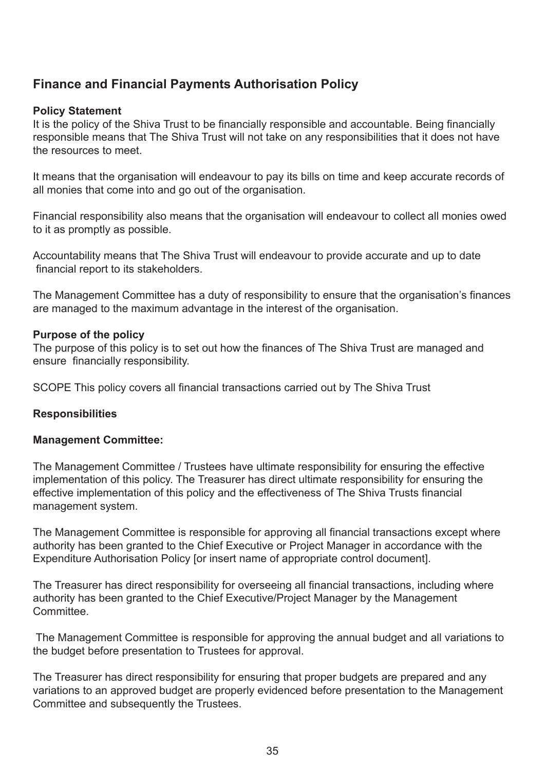## Finance and Financial Payments Authorisation Policy

**Policy Statement**
It is the policy of the Shiva Trust to be financially responsible and accountable. Being financially responsible means that The Shiva Trust will not take on any responsibilities that it does not have the resources to meet.

It means that the organisation will endeavour to pay its bills on time and keep accurate records of all monies that come into and go out of the organisation.

Financial responsibility also means that the organisation will endeavour to collect all monies owed to it as promptly as possible.

Accountability means that The Shiva Trust will endeavour to provide accurate and up to date financial report to its stakeholders.

The Management Committee has a duty of responsibility to ensure that the organisation's finances are managed to the maximum advantage in the interest of the organisation.

**Purpose of the policy**
The purpose of this policy is to set out how the finances of The Shiva Trust are managed and ensure financially responsibility.

SCOPE This policy covers all financial transactions carried out by The Shiva Trust

**Responsibilities**

**Management Committee:**

The Management Committee / Trustees have ultimate responsibility for ensuring the effective implementation of this policy. The Treasurer has direct ultimate responsibility for ensuring the effective implementation of this policy and the effectiveness of The Shiva Trusts financial management system.

The Management Committee is responsible for approving all financial transactions except where authority has been granted to the Chief Executive or Project Manager in accordance with the Expenditure Authorisation Policy [or insert name of appropriate control document].

The Treasurer has direct responsibility for overseeing all financial transactions, including where authority has been granted to the Chief Executive/Project Manager by the Management Committee.

The Management Committee is responsible for approving the annual budget and all variations to the budget before presentation to Trustees for approval.

The Treasurer has direct responsibility for ensuring that proper budgets are prepared and any variations to an approved budget are properly evidenced before presentation to the Management Committee and subsequently the Trustees.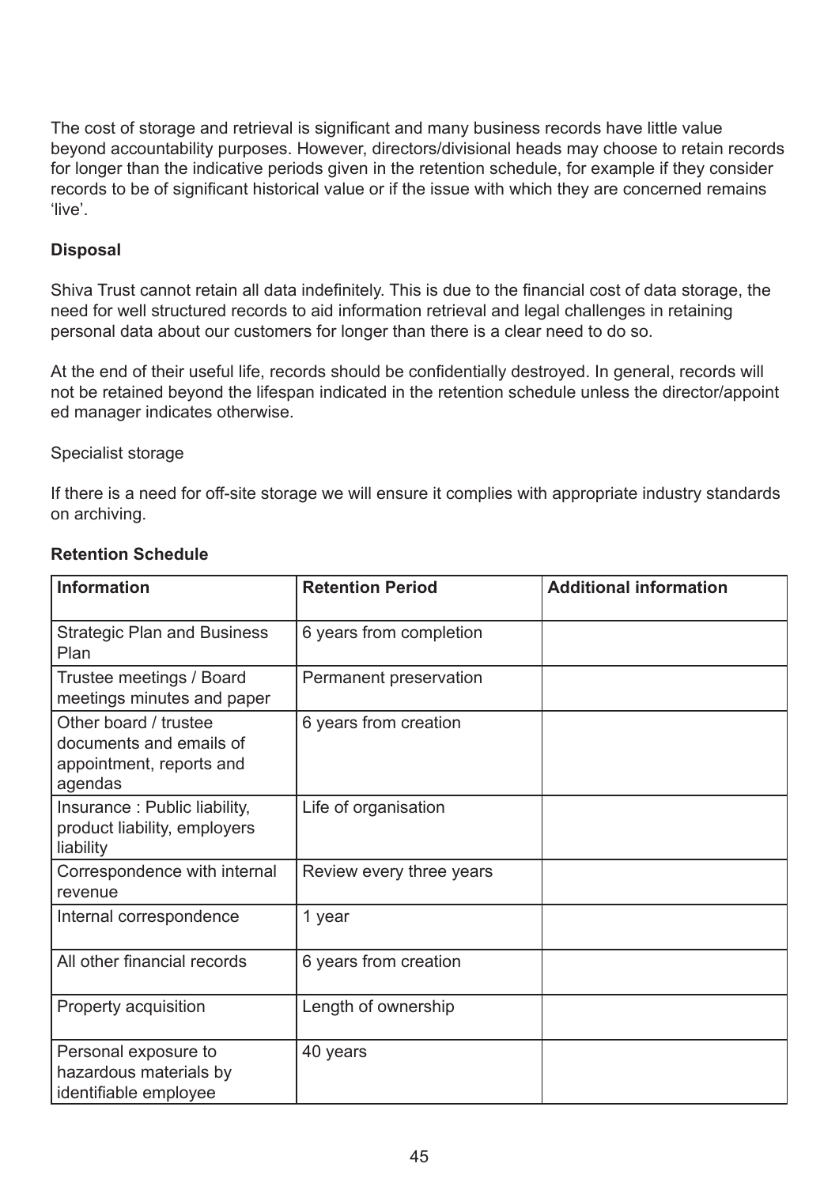The cost of storage and retrieval is significant and many business records have little value beyond accountability purposes. However, directors/divisional heads may choose to retain records for longer than the indicative periods given in the retention schedule, for example if they consider records to be of significant historical value or if the issue with which they are concerned remains 'live'.

**Disposal**

Shiva Trust cannot retain all data indefinitely. This is due to the financial cost of data storage, the need for well structured records to aid information retrieval and legal challenges in retaining personal data about our customers for longer than there is a clear need to do so.

At the end of their useful life, records should be confidentially destroyed. In general, records will not be retained beyond the lifespan indicated in the retention schedule unless the director/appoint ed manager indicates otherwise.

Specialist storage

If there is a need for off-site storage we will ensure it complies with appropriate industry standards on archiving.

**Retention Schedule**

| Information | Retention Period | Additional information |
|---|---|---|
| Strategic Plan and Business Plan | 6 years from completion | |
| Trustee meetings / Board meetings minutes and paper | Permanent preservation | |
| Other board / trustee documents and emails of appointment, reports and agendas | 6 years from creation | |
| Insurance : Public liability, product liability, employers liability | Life of organisation | |
| Correspondence with internal revenue | Review every three years | |
| Internal correspondence | 1 year | |
| All other financial records | 6 years from creation | |
| Property acquisition | Length of ownership | |
| Personal exposure to hazardous materials by identifiable employee | 40 years | |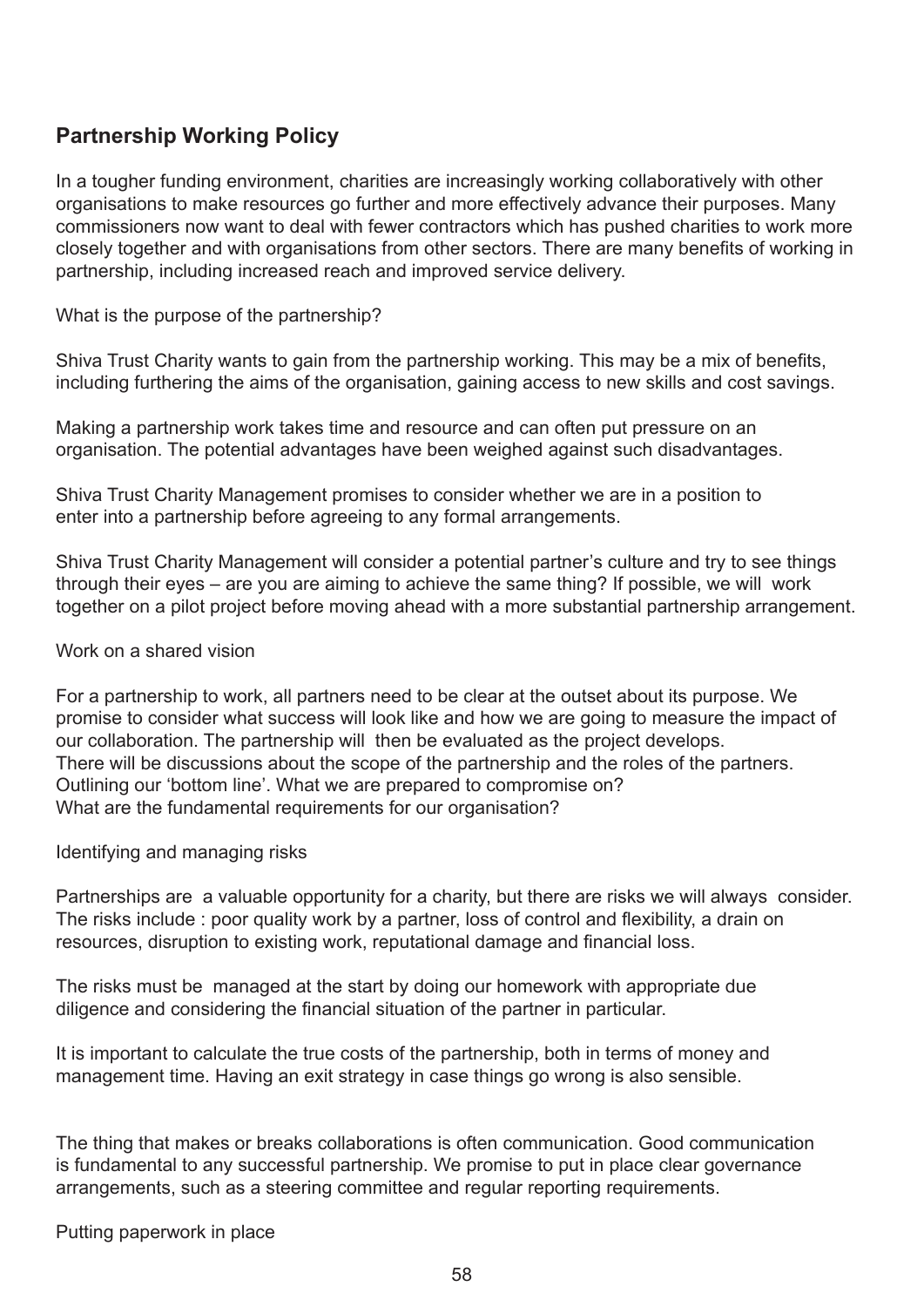## Partnership Working Policy

In a tougher funding environment, charities are increasingly working collaboratively with other organisations to make resources go further and more effectively advance their purposes. Many commissioners now want to deal with fewer contractors which has pushed charities to work more closely together and with organisations from other sectors. There are many benefits of working in partnership, including increased reach and improved service delivery.

What is the purpose of the partnership?

Shiva Trust Charity wants to gain from the partnership working. This may be a mix of benefits, including furthering the aims of the organisation, gaining access to new skills and cost savings.

Making a partnership work takes time and resource and can often put pressure on an organisation. The potential advantages have been weighed against such disadvantages.

Shiva Trust Charity Management promises to consider whether we are in a position to enter into a partnership before agreeing to any formal arrangements.

Shiva Trust Charity Management will consider a potential partner's culture and try to see things through their eyes – are you are aiming to achieve the same thing? If possible, we will work together on a pilot project before moving ahead with a more substantial partnership arrangement.

Work on a shared vision

For a partnership to work, all partners need to be clear at the outset about its purpose. We promise to consider what success will look like and how we are going to measure the impact of our collaboration. The partnership will then be evaluated as the project develops.
There will be discussions about the scope of the partnership and the roles of the partners.
Outlining our 'bottom line'. What we are prepared to compromise on?
What are the fundamental requirements for our organisation?

Identifying and managing risks

Partnerships are a valuable opportunity for a charity, but there are risks we will always consider. The risks include : poor quality work by a partner, loss of control and flexibility, a drain on resources, disruption to existing work, reputational damage and financial loss.

The risks must be managed at the start by doing our homework with appropriate due diligence and considering the financial situation of the partner in particular.

It is important to calculate the true costs of the partnership, both in terms of money and management time. Having an exit strategy in case things go wrong is also sensible.

The thing that makes or breaks collaborations is often communication. Good communication is fundamental to any successful partnership. We promise to put in place clear governance arrangements, such as a steering committee and regular reporting requirements.

Putting paperwork in place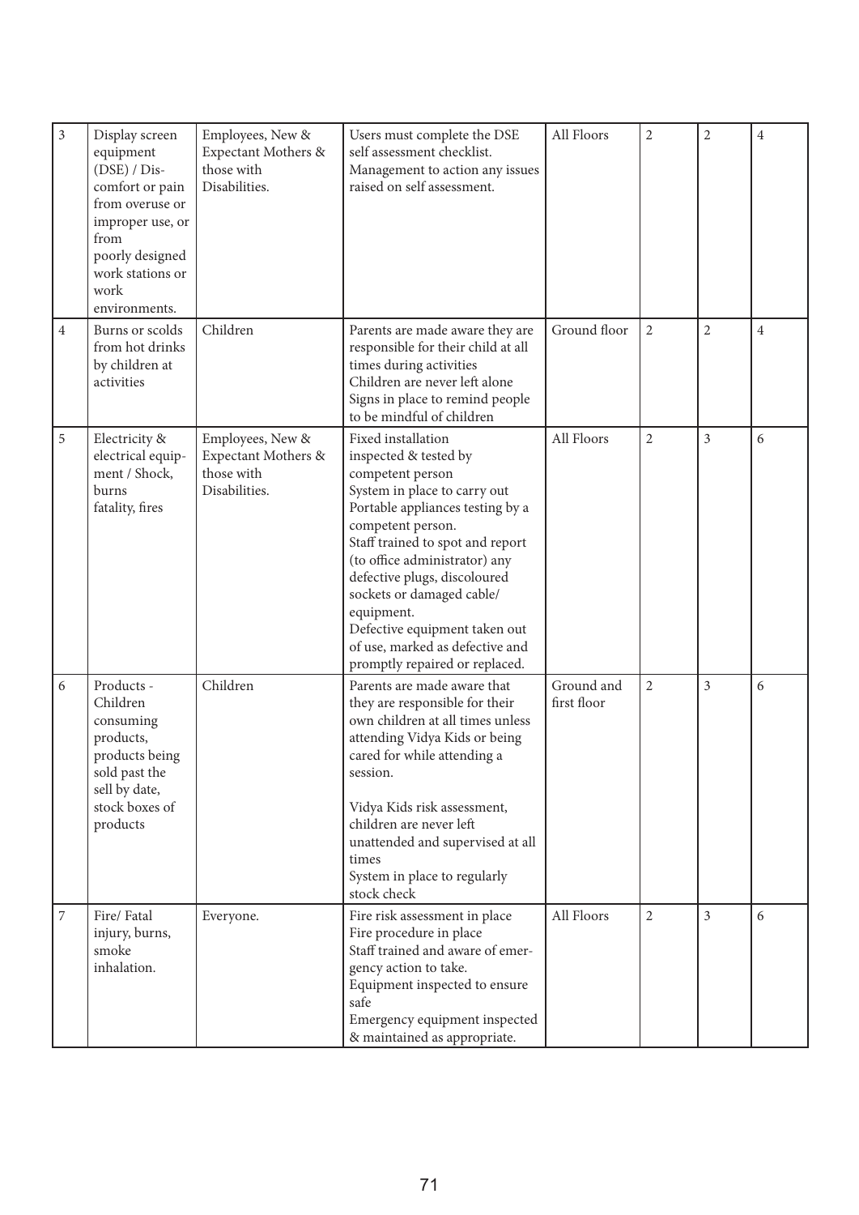| 3 | Display screen equipment (DSE) / Discomfort or pain from overuse or improper use, or from poorly designed work stations or work environments. | Employees, New & Expectant Mothers & those with Disabilities. | Users must complete the DSE self assessment checklist. Management to action any issues raised on self assessment. | All Floors | 2 | 2 | 4 |
|---|---|---|---|---|---|---|---|
| 4 | Burns or scolds from hot drinks by children at activities | Children | Parents are made aware they are responsible for their child at all times during activities<br>Children are never left alone<br>Signs in place to remind people to be mindful of children | Ground floor | 2 | 2 | 4 |
| 5 | Electricity & electrical equipment / Shock, burns fatality, fires | Employees, New & Expectant Mothers & those with Disabilities. | Fixed installation inspected & tested by competent person<br>System in place to carry out Portable appliances testing by a competent person.<br>Staff trained to spot and report (to office administrator) any defective plugs, discoloured sockets or damaged cable/ equipment.<br>Defective equipment taken out of use, marked as defective and promptly repaired or replaced. | All Floors | 2 | 3 | 6 |
| 6 | Products - Children consuming products, products being sold past the sell by date, stock boxes of products | Children | Parents are made aware that they are responsible for their own children at all times unless attending Vidya Kids or being cared for while attending a session.<br><br>Vidya Kids risk assessment, children are never left unattended and supervised at all times<br>System in place to regularly stock check | Ground and first floor | 2 | 3 | 6 |
| 7 | Fire/ Fatal injury, burns, smoke inhalation. | Everyone. | Fire risk assessment in place<br>Fire procedure in place<br>Staff trained and aware of emergency action to take.<br>Equipment inspected to ensure safe<br>Emergency equipment inspected & maintained as appropriate. | All Floors | 2 | 3 | 6 |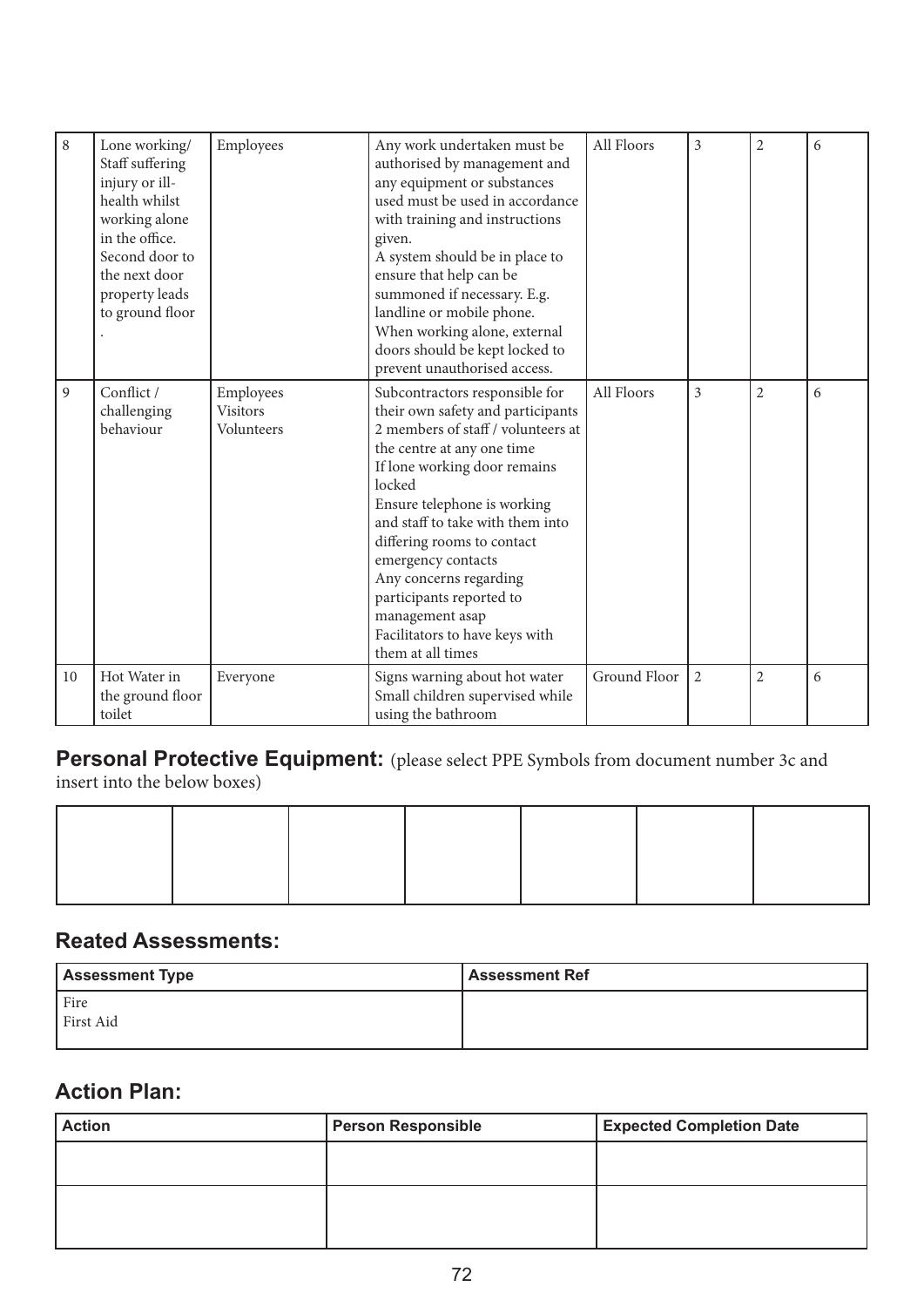| 8 | Lone working/ Staff suffering injury or ill-health whilst working alone in the office. Second door to the next door property leads to ground floor . | Employees | Any work undertaken must be authorised by management and any equipment or substances used must be used in accordance with training and instructions given. A system should be in place to ensure that help can be summoned if necessary. E.g. landline or mobile phone. When working alone, external doors should be kept locked to prevent unauthorised access. | All Floors | 3 | 2 | 6 |
|---|---|---|---|---|---|---|---|
| 9 | Conflict / challenging behaviour | Employees Visitors Volunteers | Subcontractors responsible for their own safety and participants 2 members of staff / volunteers at the centre at any one time If lone working door remains locked Ensure telephone is working and staff to take with them into differing rooms to contact emergency contacts Any concerns regarding participants reported to management asap Facilitators to have keys with them at all times | All Floors | 3 | 2 | 6 |
| 10 | Hot Water in the ground floor toilet | Everyone | Signs warning about hot water Small children supervised while using the bathroom | Ground Floor | 2 | 2 | 6 |

**Personal Protective Equipment:** (please select PPE Symbols from document number 3c and insert into the below boxes)

| | | | | | | |
|---|---|---|---|---|---|---|
| | | | | | | |

## Reated Assessments:

| Assessment Type | Assessment Ref |
|---|---|
| Fire<br>First Aid | |

## Action Plan:

| Action | Person Responsible | Expected Completion Date |
|---|---|---|
| | | |
| | | |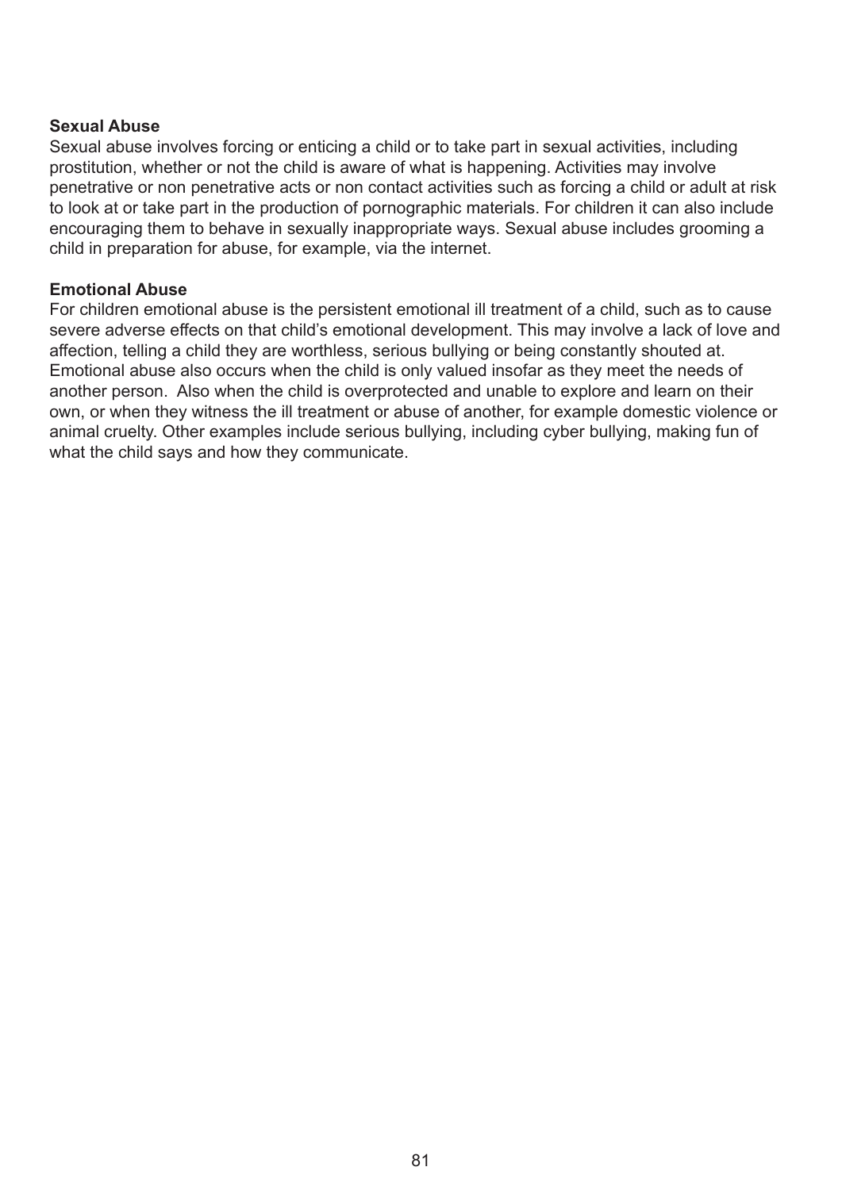**Sexual Abuse**

Sexual abuse involves forcing or enticing a child or to take part in sexual activities, including prostitution, whether or not the child is aware of what is happening. Activities may involve penetrative or non penetrative acts or non contact activities such as forcing a child or adult at risk to look at or take part in the production of pornographic materials. For children it can also include encouraging them to behave in sexually inappropriate ways. Sexual abuse includes grooming a child in preparation for abuse, for example, via the internet.

**Emotional Abuse**

For children emotional abuse is the persistent emotional ill treatment of a child, such as to cause severe adverse effects on that child's emotional development. This may involve a lack of love and affection, telling a child they are worthless, serious bullying or being constantly shouted at. Emotional abuse also occurs when the child is only valued insofar as they meet the needs of another person. Also when the child is overprotected and unable to explore and learn on their own, or when they witness the ill treatment or abuse of another, for example domestic violence or animal cruelty. Other examples include serious bullying, including cyber bullying, making fun of what the child says and how they communicate.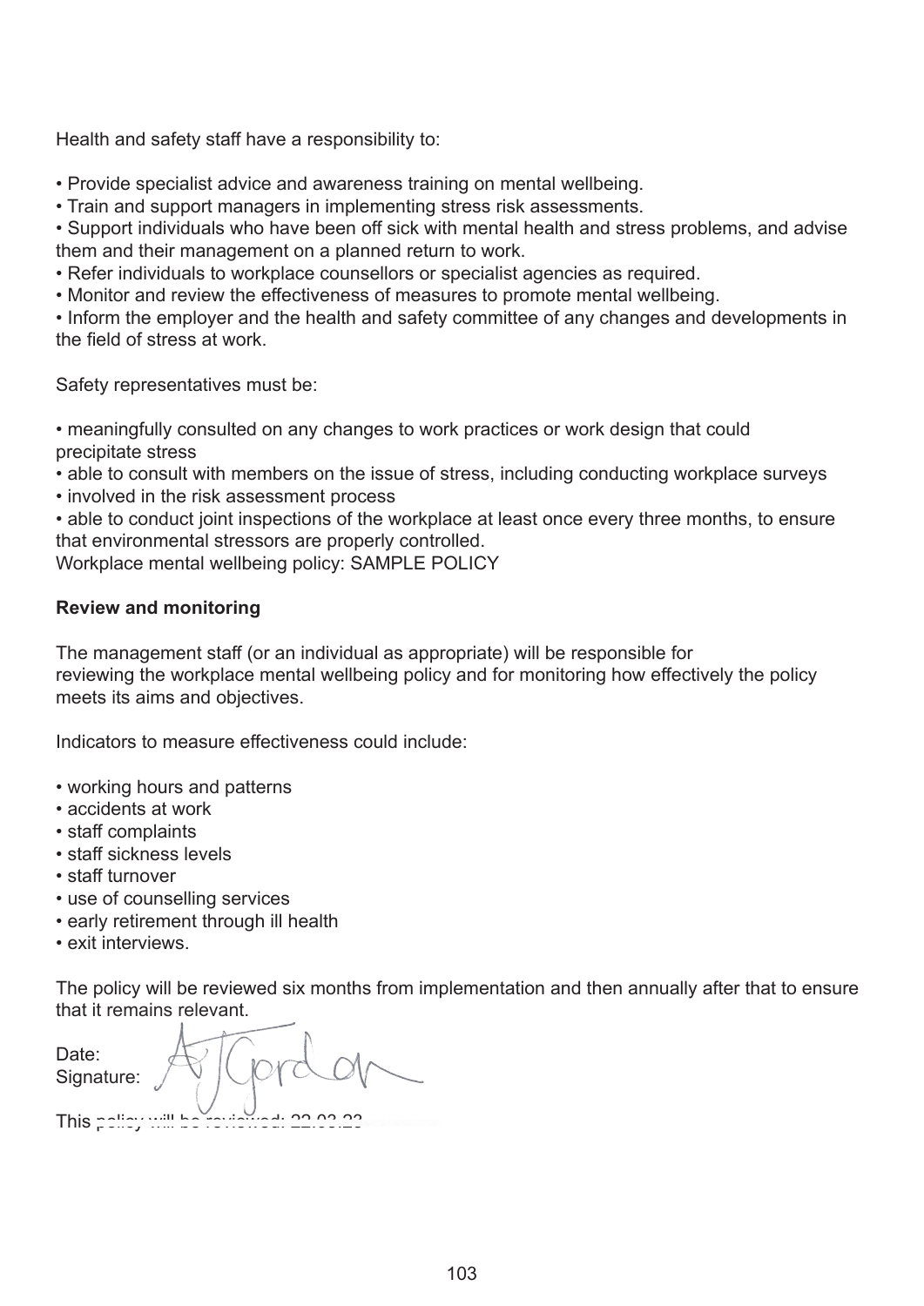Health and safety staff have a responsibility to:

- Provide specialist advice and awareness training on mental wellbeing.
- Train and support managers in implementing stress risk assessments.
- Support individuals who have been off sick with mental health and stress problems, and advise them and their management on a planned return to work.
- Refer individuals to workplace counsellors or specialist agencies as required.
- Monitor and review the effectiveness of measures to promote mental wellbeing.
- Inform the employer and the health and safety committee of any changes and developments in the field of stress at work.

Safety representatives must be:

- meaningfully consulted on any changes to work practices or work design that could precipitate stress
- able to consult with members on the issue of stress, including conducting workplace surveys
- involved in the risk assessment process
- able to conduct joint inspections of the workplace at least once every three months, to ensure that environmental stressors are properly controlled.

Workplace mental wellbeing policy: SAMPLE POLICY

**Review and monitoring**

The management staff (or an individual as appropriate) will be responsible for reviewing the workplace mental wellbeing policy and for monitoring how effectively the policy meets its aims and objectives.

Indicators to measure effectiveness could include:

- working hours and patterns
- accidents at work
- staff complaints
- staff sickness levels
- staff turnover
- use of counselling services
- early retirement through ill health
- exit interviews.

The policy will be reviewed six months from implementation and then annually after that to ensure that it remains relevant.

Date:
Signature: A J Gordon

This policy will be reviewed: 22.03.23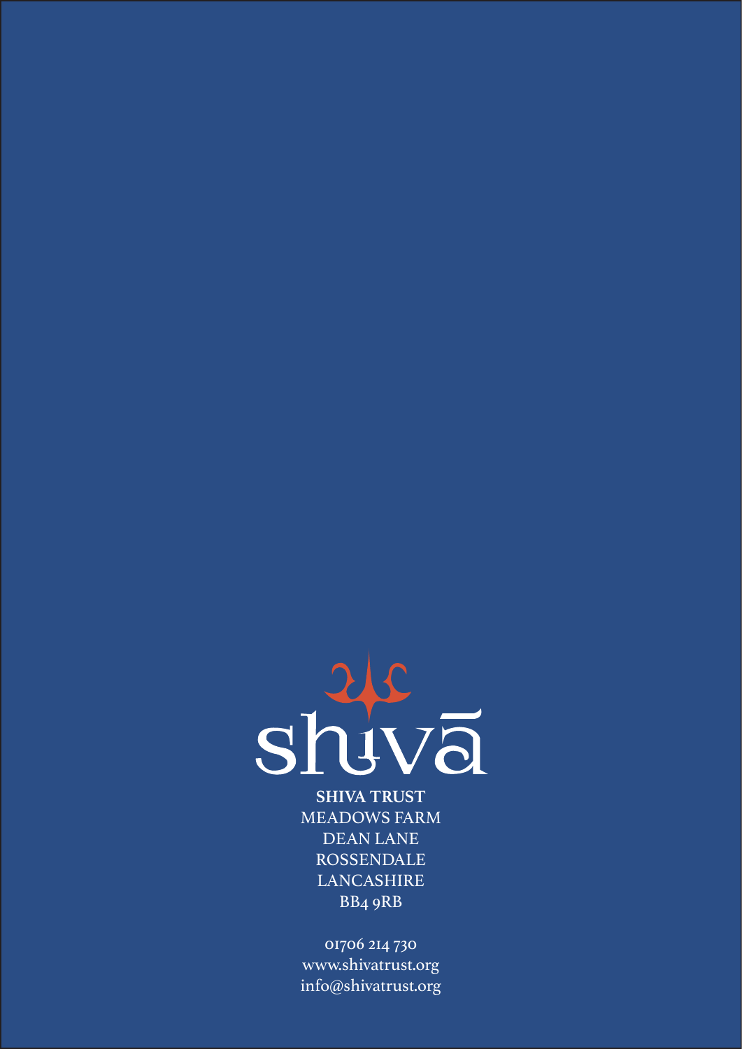shivā

**SHIVA TRUST**
MEADOWS FARM
DEAN LANE
ROSSENDALE
LANCASHIRE
BB4 9RB

01706 214 730
www.shivatrust.org
info@shivatrust.org